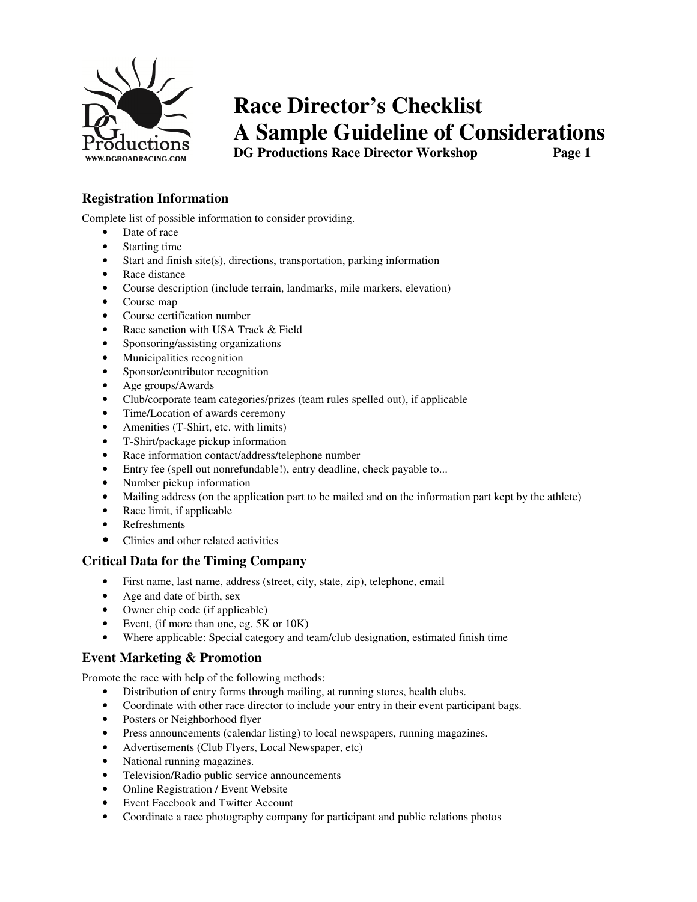# Race Director's Checklist
# A Sample Guideline of Considerations

**DG Productions Race Director Workshop**

## Registration Information

Complete list of possible information to consider providing.

- Date of race
- Starting time
- Start and finish site(s), directions, transportation, parking information
- Race distance
- Course description (include terrain, landmarks, mile markers, elevation)
- Course map
- Course certification number
- Race sanction with USA Track & Field
- Sponsoring/assisting organizations
- Municipalities recognition
- Sponsor/contributor recognition
- Age groups/Awards
- Club/corporate team categories/prizes (team rules spelled out), if applicable
- Time/Location of awards ceremony
- Amenities (T-Shirt, etc. with limits)
- T-Shirt/package pickup information
- Race information contact/address/telephone number
- Entry fee (spell out nonrefundable!), entry deadline, check payable to...
- Number pickup information
- Mailing address (on the application part to be mailed and on the information part kept by the athlete)
- Race limit, if applicable
- Refreshments
- Clinics and other related activities

## Critical Data for the Timing Company

- First name, last name, address (street, city, state, zip), telephone, email
- Age and date of birth, sex
- Owner chip code (if applicable)
- Event, (if more than one, eg. 5K or 10K)
- Where applicable: Special category and team/club designation, estimated finish time

## Event Marketing & Promotion

Promote the race with help of the following methods:

- Distribution of entry forms through mailing, at running stores, health clubs.
- Coordinate with other race director to include your entry in their event participant bags.
- Posters or Neighborhood flyer
- Press announcements (calendar listing) to local newspapers, running magazines.
- Advertisements (Club Flyers, Local Newspaper, etc)
- National running magazines.
- Television/Radio public service announcements
- Online Registration / Event Website
- Event Facebook and Twitter Account
- Coordinate a race photography company for participant and public relations photos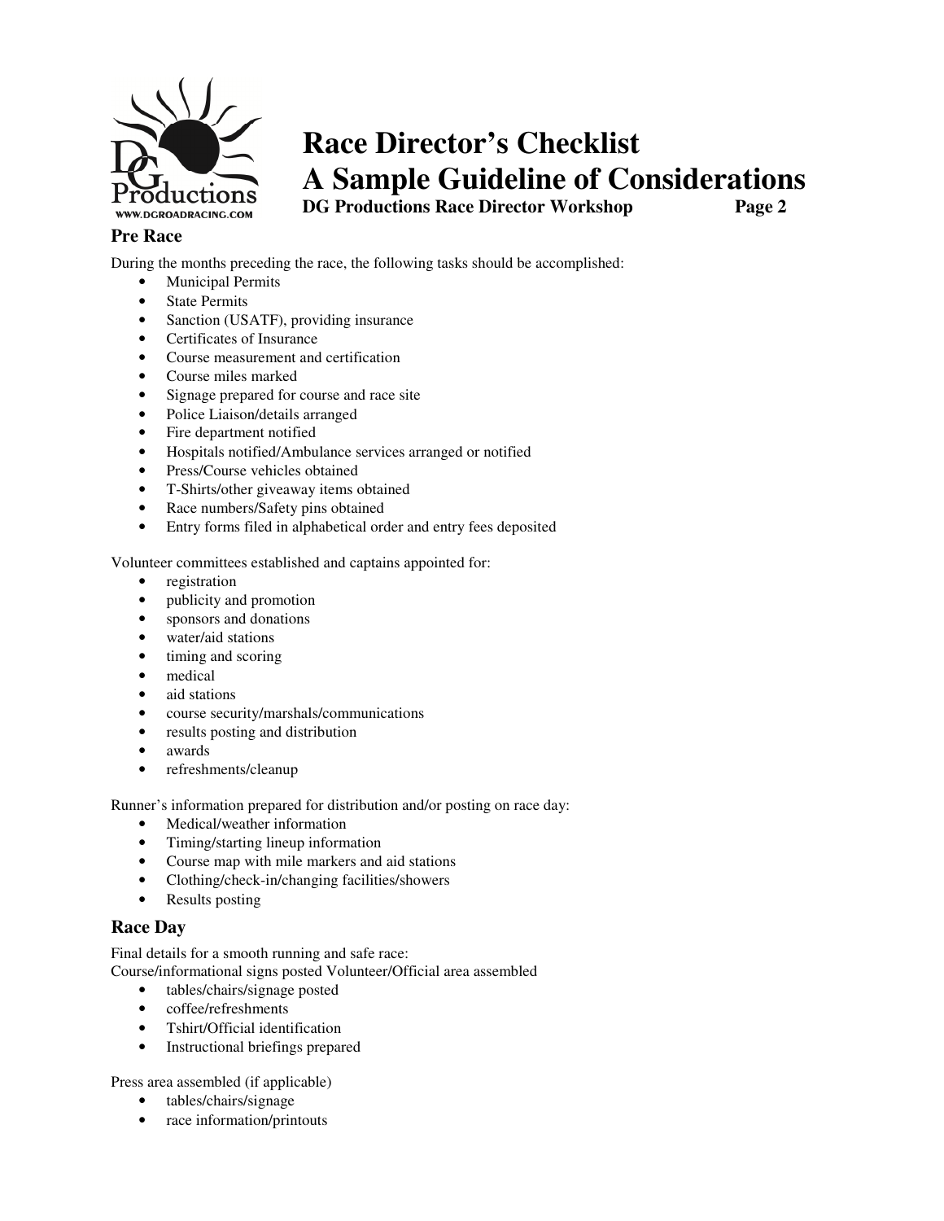# Race Director's Checklist
# A Sample Guideline of Considerations

**DG Productions Race Director Workshop**

## Pre Race

During the months preceding the race, the following tasks should be accomplished:

- Municipal Permits
- State Permits
- Sanction (USATF), providing insurance
- Certificates of Insurance
- Course measurement and certification
- Course miles marked
- Signage prepared for course and race site
- Police Liaison/details arranged
- Fire department notified
- Hospitals notified/Ambulance services arranged or notified
- Press/Course vehicles obtained
- T-Shirts/other giveaway items obtained
- Race numbers/Safety pins obtained
- Entry forms filed in alphabetical order and entry fees deposited

Volunteer committees established and captains appointed for:

- registration
- publicity and promotion
- sponsors and donations
- water/aid stations
- timing and scoring
- medical
- aid stations
- course security/marshals/communications
- results posting and distribution
- awards
- refreshments/cleanup

Runner's information prepared for distribution and/or posting on race day:

- Medical/weather information
- Timing/starting lineup information
- Course map with mile markers and aid stations
- Clothing/check-in/changing facilities/showers
- Results posting

## Race Day

Final details for a smooth running and safe race:
Course/informational signs posted Volunteer/Official area assembled

- tables/chairs/signage posted
- coffee/refreshments
- Tshirt/Official identification
- Instructional briefings prepared

Press area assembled (if applicable)

- tables/chairs/signage
- race information/printouts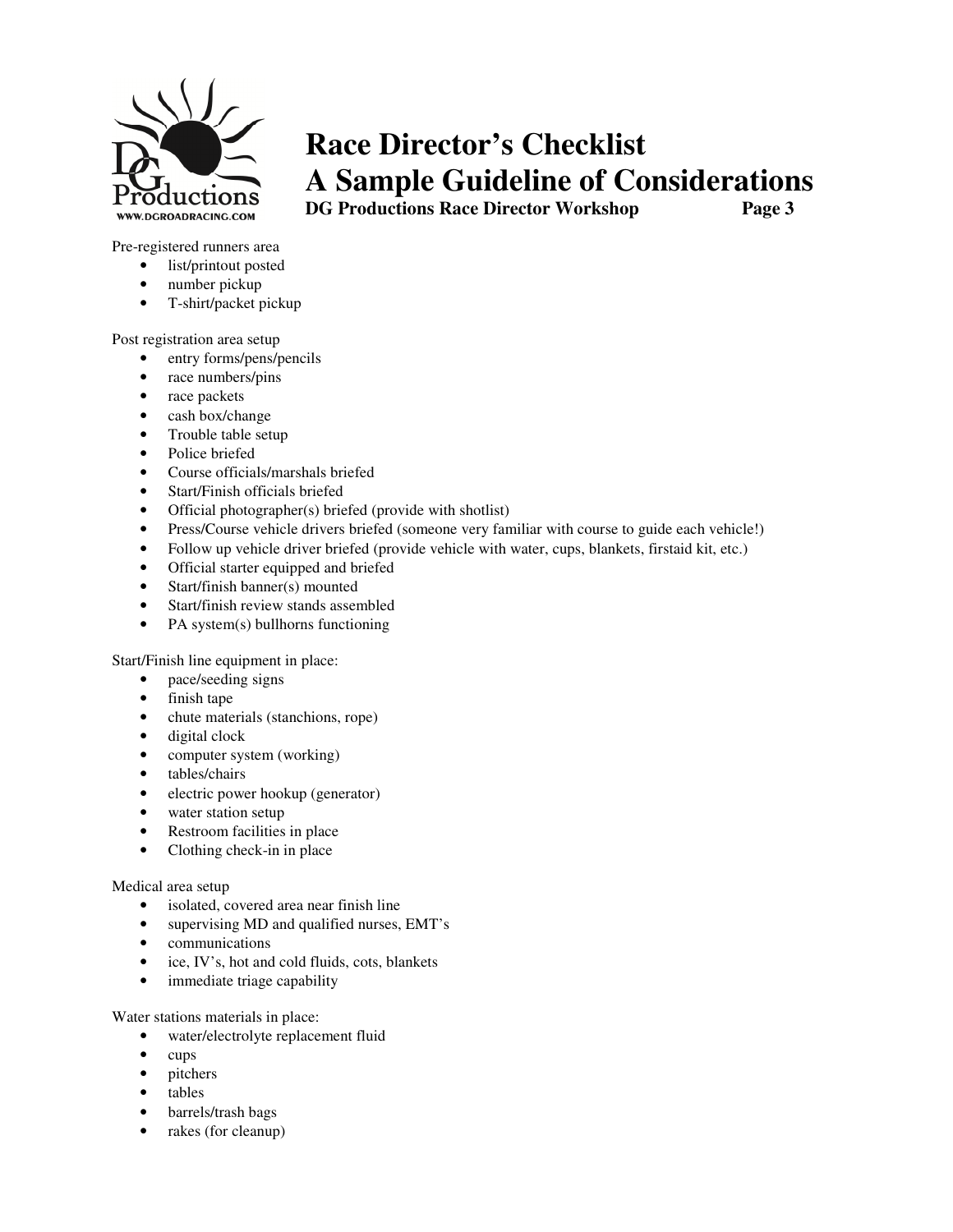Pre-registered runners area

- list/printout posted
- number pickup
- T-shirt/packet pickup

Post registration area setup

- entry forms/pens/pencils
- race numbers/pins
- race packets
- cash box/change
- Trouble table setup
- Police briefed
- Course officials/marshals briefed
- Start/Finish officials briefed
- Official photographer(s) briefed (provide with shotlist)
- Press/Course vehicle drivers briefed (someone very familiar with course to guide each vehicle!)
- Follow up vehicle driver briefed (provide vehicle with water, cups, blankets, firstaid kit, etc.)
- Official starter equipped and briefed
- Start/finish banner(s) mounted
- Start/finish review stands assembled
- PA system(s) bullhorns functioning

Start/Finish line equipment in place:

- pace/seeding signs
- finish tape
- chute materials (stanchions, rope)
- digital clock
- computer system (working)
- tables/chairs
- electric power hookup (generator)
- water station setup
- Restroom facilities in place
- Clothing check-in in place

Medical area setup

- isolated, covered area near finish line
- supervising MD and qualified nurses, EMT's
- communications
- ice, IV's, hot and cold fluids, cots, blankets
- immediate triage capability

Water stations materials in place:

- water/electrolyte replacement fluid
- cups
- pitchers
- tables
- barrels/trash bags
- rakes (for cleanup)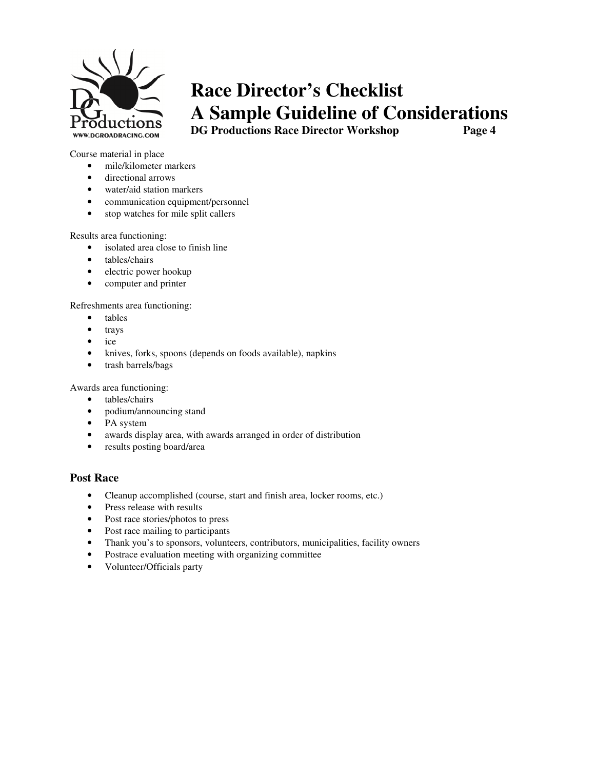Course material in place

- mile/kilometer markers
- directional arrows
- water/aid station markers
- communication equipment/personnel
- stop watches for mile split callers

Results area functioning:

- isolated area close to finish line
- tables/chairs
- electric power hookup
- computer and printer

Refreshments area functioning:

- tables
- trays
- ice
- knives, forks, spoons (depends on foods available), napkins
- trash barrels/bags

Awards area functioning:

- tables/chairs
- podium/announcing stand
- PA system
- awards display area, with awards arranged in order of distribution
- results posting board/area

## Post Race

- Cleanup accomplished (course, start and finish area, locker rooms, etc.)
- Press release with results
- Post race stories/photos to press
- Post race mailing to participants
- Thank you's to sponsors, volunteers, contributors, municipalities, facility owners
- Postrace evaluation meeting with organizing committee
- Volunteer/Officials party